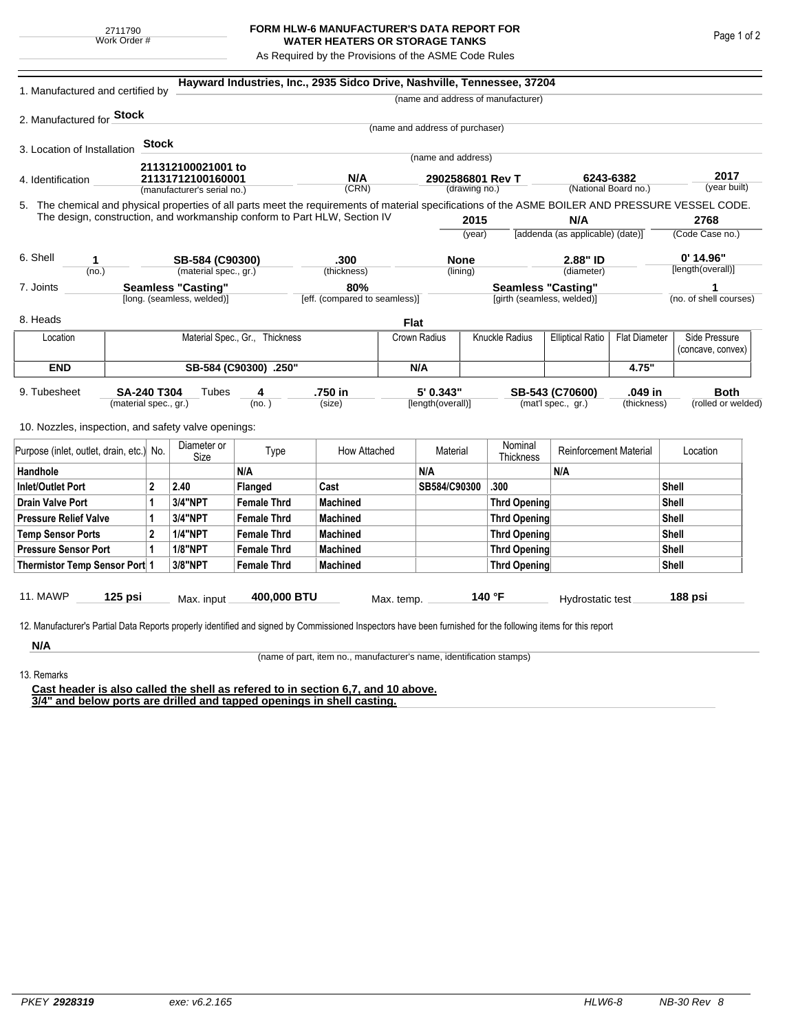2711790
Work Order #

# FORM HLW-6 MANUFACTURER'S DATA REPORT FOR WATER HEATERS OR STORAGE TANKS

As Required by the Provisions of the ASME Code Rules

1. Manufactured and certified by **Hayward Industries, Inc., 2935 Sidco Drive, Nashville, Tennessee, 37204**
(name and address of manufacturer)

2. Manufactured for **Stock**
(name and address of purchaser)

3. Location of Installation **Stock**
(name and address)

4. Identification **211312100021001 to 211317121001600001** (manufacturer's serial no.) — **N/A** (CRN) — **2902586801 Rev T** (drawing no.) — **6243-6382** (National Board no.) — **2017** (year built)

5. The chemical and physical properties of all parts meet the requirements of material specifications of the ASME BOILER AND PRESSURE VESSEL CODE. The design, construction, and workmanship conform to Part HLW, Section IV **2015** (year) **N/A** [addenda (as applicable) (date)] **2768** (Code Case no.)

6. Shell **1** (no.) **SB-584 (C90300)** (material spec., gr.) **.300** (thickness) **None** (lining) **2.88" ID** (diameter) **0' 14.96"** [length(overall)]

7. Joints **Seamless "Casting"** [long. (seamless, welded)] **80%** [eff. (compared to seamless)] **Seamless "Casting"** [girth (seamless, welded)] **1** (no. of shell courses)

8. Heads **Flat**

| Location | Material Spec., Gr., Thickness | Crown Radius | Knuckle Radius | Elliptical Ratio | Flat Diameter | Side Pressure (concave, convex) |
|---|---|---|---|---|---|---|
| **END** | **SB-584 (C90300) .250"** | **N/A** | | | **4.75"** | |

9. Tubesheet **SA-240 T304** (material spec., gr.) Tubes **4** (no.) **.750 in** (size) **5' 0.343"** [length(overall)] **SB-543 (C70600)** (mat'l spec., gr.) **.049 in** (thickness) **Both** (rolled or welded)

10. Nozzles, inspection, and safety valve openings:

| Purpose (inlet, outlet, drain, etc.) | No. | Diameter or Size | Type | How Attached | Material | Nominal Thickness | Reinforcement Material | Location |
|---|---|---|---|---|---|---|---|---|
| **Handhole** | | | **N/A** | | **N/A** | | **N/A** | |
| **Inlet/Outlet Port** | **2** | **2.40** | **Flanged** | **Cast** | **SB584/C90300** | **.300** | | **Shell** |
| **Drain Valve Port** | **1** | **3/4"NPT** | **Female Thrd** | **Machined** | | **Thrd Opening** | | **Shell** |
| **Pressure Relief Valve** | **1** | **3/4"NPT** | **Female Thrd** | **Machined** | | **Thrd Opening** | | **Shell** |
| **Temp Sensor Ports** | **2** | **1/4"NPT** | **Female Thrd** | **Machined** | | **Thrd Opening** | | **Shell** |
| **Pressure Sensor Port** | **1** | **1/8"NPT** | **Female Thrd** | **Machined** | | **Thrd Opening** | | **Shell** |
| **Thermistor Temp Sensor Port** | **1** | **3/8"NPT** | **Female Thrd** | **Machined** | | **Thrd Opening** | | **Shell** |

11. MAWP **125 psi** Max. input **400,000 BTU** Max. temp. **140 °F** Hydrostatic test **188 psi**

12. Manufacturer's Partial Data Reports properly identified and signed by Commissioned Inspectors have been furnished for the following items for this report

**N/A**
(name of part, item no., manufacturer's name, identification stamps)

13. Remarks

**Cast header is also called the shell as refered to in section 6,7, and 10 above.**
**3/4" and below ports are drilled and tapped openings in shell casting.**

PKEY **2928319** exe: v6.2.165 HLW6-8 NB-30 Rev 8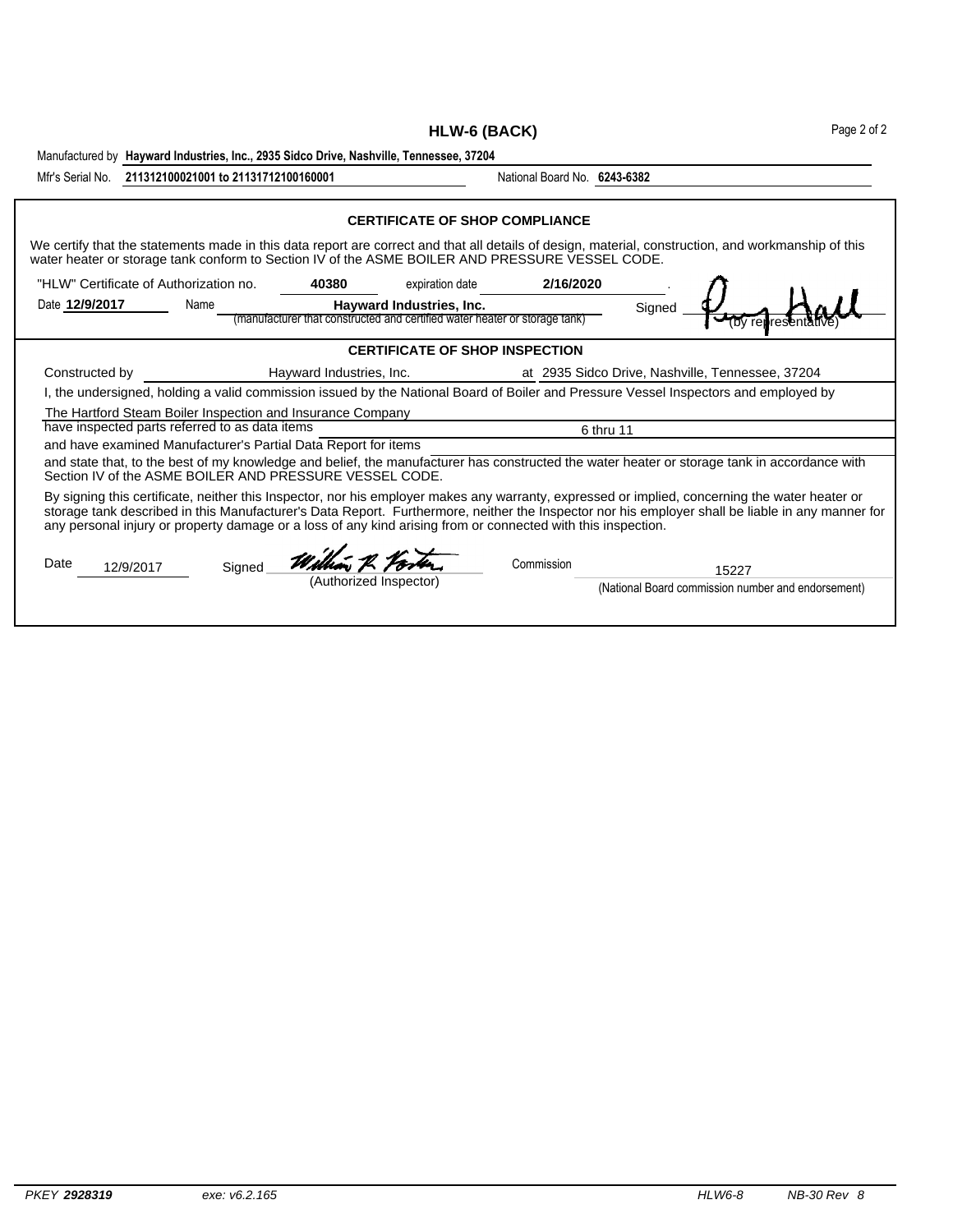# HLW-6 (BACK)

Manufactured by **Hayward Industries, Inc., 2935 Sidco Drive, Nashville, Tennessee, 37204**

Mfr's Serial No. **211312100021001 to 211317121001600001** National Board No. **6243-6382**

## CERTIFICATE OF SHOP COMPLIANCE

We certify that the statements made in this data report are correct and that all details of design, material, construction, and workmanship of this water heater or storage tank conform to Section IV of the ASME BOILER AND PRESSURE VESSEL CODE.

"HLW" Certificate of Authorization no. **40380** expiration date **2/16/2020**.

Date **12/9/2017** Name **Hayward Industries, Inc.** (manufacturer that constructed and certified water heater or storage tank) Signed (by representative)

## CERTIFICATE OF SHOP INSPECTION

Constructed by Hayward Industries, Inc. at 2935 Sidco Drive, Nashville, Tennessee, 37204

I, the undersigned, holding a valid commission issued by the National Board of Boiler and Pressure Vessel Inspectors and employed by The Hartford Steam Boiler Inspection and Insurance Company

have inspected parts referred to as data items 6 thru 11

and have examined Manufacturer's Partial Data Report for items

and state that, to the best of my knowledge and belief, the manufacturer has constructed the water heater or storage tank in accordance with Section IV of the ASME BOILER AND PRESSURE VESSEL CODE.

By signing this certificate, neither this Inspector, nor his employer makes any warranty, expressed or implied, concerning the water heater or storage tank described in this Manufacturer's Data Report. Furthermore, neither the Inspector nor his employer shall be liable in any manner for any personal injury or property damage or a loss of any kind arising from or connected with this inspection.

Date 12/9/2017 Signed (Authorized Inspector) Commission 15227 (National Board commission number and endorsement)

PKEY 2928319 exe: v6.2.165 HLW6-8 NB-30 Rev 8